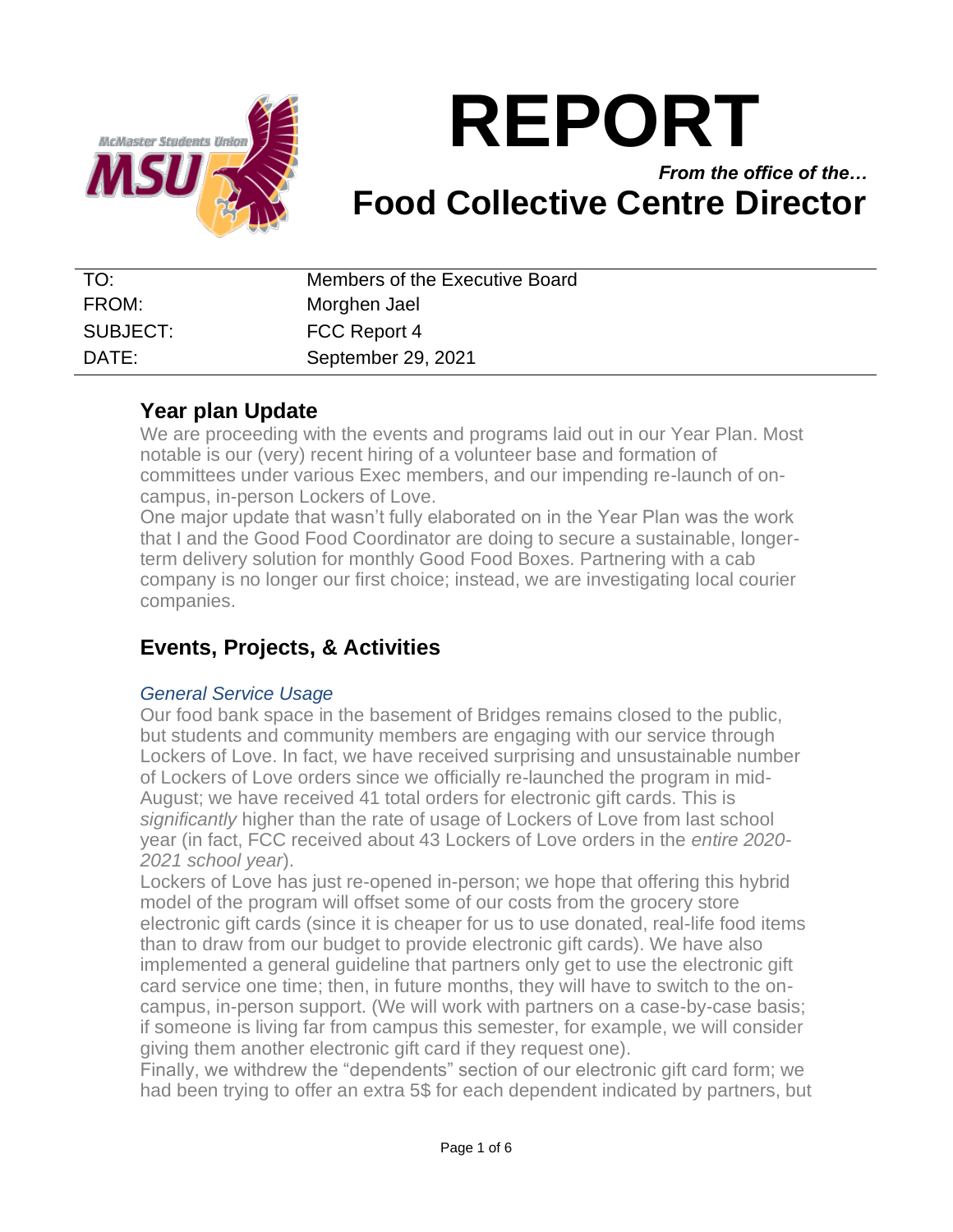# REPORT

*From the office of the…*

# Food Collective Centre Director

| | |
|---|---|
| TO: | Members of the Executive Board |
| FROM: | Morghen Jael |
| SUBJECT: | FCC Report 4 |
| DATE: | September 29, 2021 |

## Year plan Update

We are proceeding with the events and programs laid out in our Year Plan. Most notable is our (very) recent hiring of a volunteer base and formation of committees under various Exec members, and our impending re-launch of on-campus, in-person Lockers of Love.

One major update that wasn't fully elaborated on in the Year Plan was the work that I and the Good Food Coordinator are doing to secure a sustainable, longer-term delivery solution for monthly Good Food Boxes. Partnering with a cab company is no longer our first choice; instead, we are investigating local courier companies.

## Events, Projects, & Activities

### *General Service Usage*

Our food bank space in the basement of Bridges remains closed to the public, but students and community members are engaging with our service through Lockers of Love. In fact, we have received surprising and unsustainable number of Lockers of Love orders since we officially re-launched the program in mid-August; we have received 41 total orders for electronic gift cards. This is *significantly* higher than the rate of usage of Lockers of Love from last school year (in fact, FCC received about 43 Lockers of Love orders in the *entire 2020-2021 school year*).

Lockers of Love has just re-opened in-person; we hope that offering this hybrid model of the program will offset some of our costs from the grocery store electronic gift cards (since it is cheaper for us to use donated, real-life food items than to draw from our budget to provide electronic gift cards). We have also implemented a general guideline that partners only get to use the electronic gift card service one time; then, in future months, they will have to switch to the on-campus, in-person support. (We will work with partners on a case-by-case basis; if someone is living far from campus this semester, for example, we will consider giving them another electronic gift card if they request one).

Finally, we withdrew the "dependents" section of our electronic gift card form; we had been trying to offer an extra 5$ for each dependent indicated by partners, but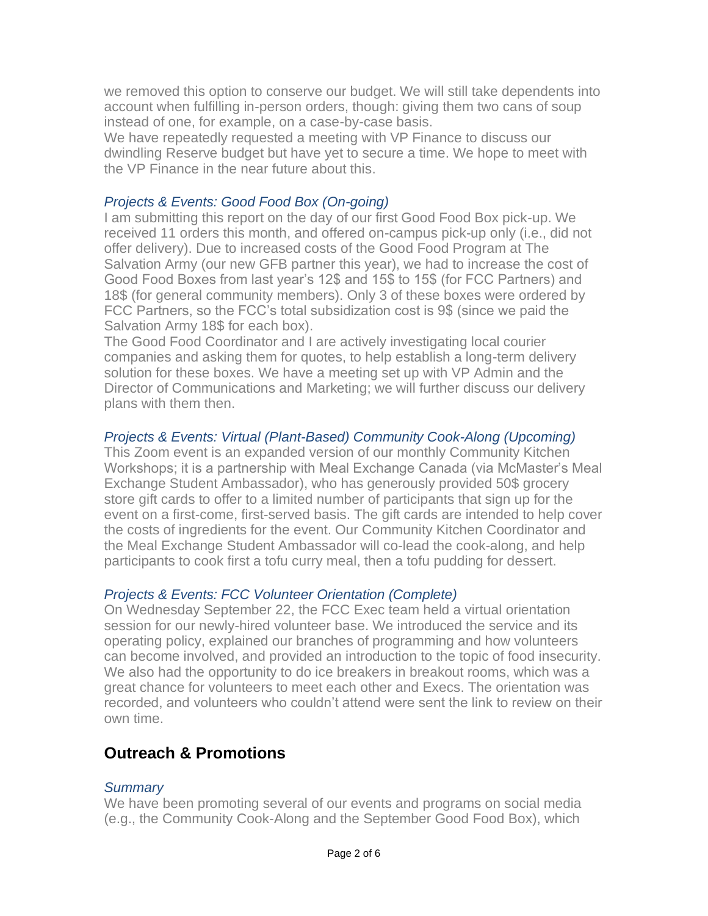we removed this option to conserve our budget. We will still take dependents into account when fulfilling in-person orders, though: giving them two cans of soup instead of one, for example, on a case-by-case basis.

We have repeatedly requested a meeting with VP Finance to discuss our dwindling Reserve budget but have yet to secure a time. We hope to meet with the VP Finance in the near future about this.

### *Projects & Events: Good Food Box (On-going)*

I am submitting this report on the day of our first Good Food Box pick-up. We received 11 orders this month, and offered on-campus pick-up only (i.e., did not offer delivery). Due to increased costs of the Good Food Program at The Salvation Army (our new GFB partner this year), we had to increase the cost of Good Food Boxes from last year's 12$ and 15$ to 15$ (for FCC Partners) and 18$ (for general community members). Only 3 of these boxes were ordered by FCC Partners, so the FCC's total subsidization cost is 9$ (since we paid the Salvation Army 18$ for each box).

The Good Food Coordinator and I are actively investigating local courier companies and asking them for quotes, to help establish a long-term delivery solution for these boxes. We have a meeting set up with VP Admin and the Director of Communications and Marketing; we will further discuss our delivery plans with them then.

### *Projects & Events: Virtual (Plant-Based) Community Cook-Along (Upcoming)*

This Zoom event is an expanded version of our monthly Community Kitchen Workshops; it is a partnership with Meal Exchange Canada (via McMaster's Meal Exchange Student Ambassador), who has generously provided 50$ grocery store gift cards to offer to a limited number of participants that sign up for the event on a first-come, first-served basis. The gift cards are intended to help cover the costs of ingredients for the event. Our Community Kitchen Coordinator and the Meal Exchange Student Ambassador will co-lead the cook-along, and help participants to cook first a tofu curry meal, then a tofu pudding for dessert.

### *Projects & Events: FCC Volunteer Orientation (Complete)*

On Wednesday September 22, the FCC Exec team held a virtual orientation session for our newly-hired volunteer base. We introduced the service and its operating policy, explained our branches of programming and how volunteers can become involved, and provided an introduction to the topic of food insecurity. We also had the opportunity to do ice breakers in breakout rooms, which was a great chance for volunteers to meet each other and Execs. The orientation was recorded, and volunteers who couldn't attend were sent the link to review on their own time.

## Outreach & Promotions

### *Summary*

We have been promoting several of our events and programs on social media (e.g., the Community Cook-Along and the September Good Food Box), which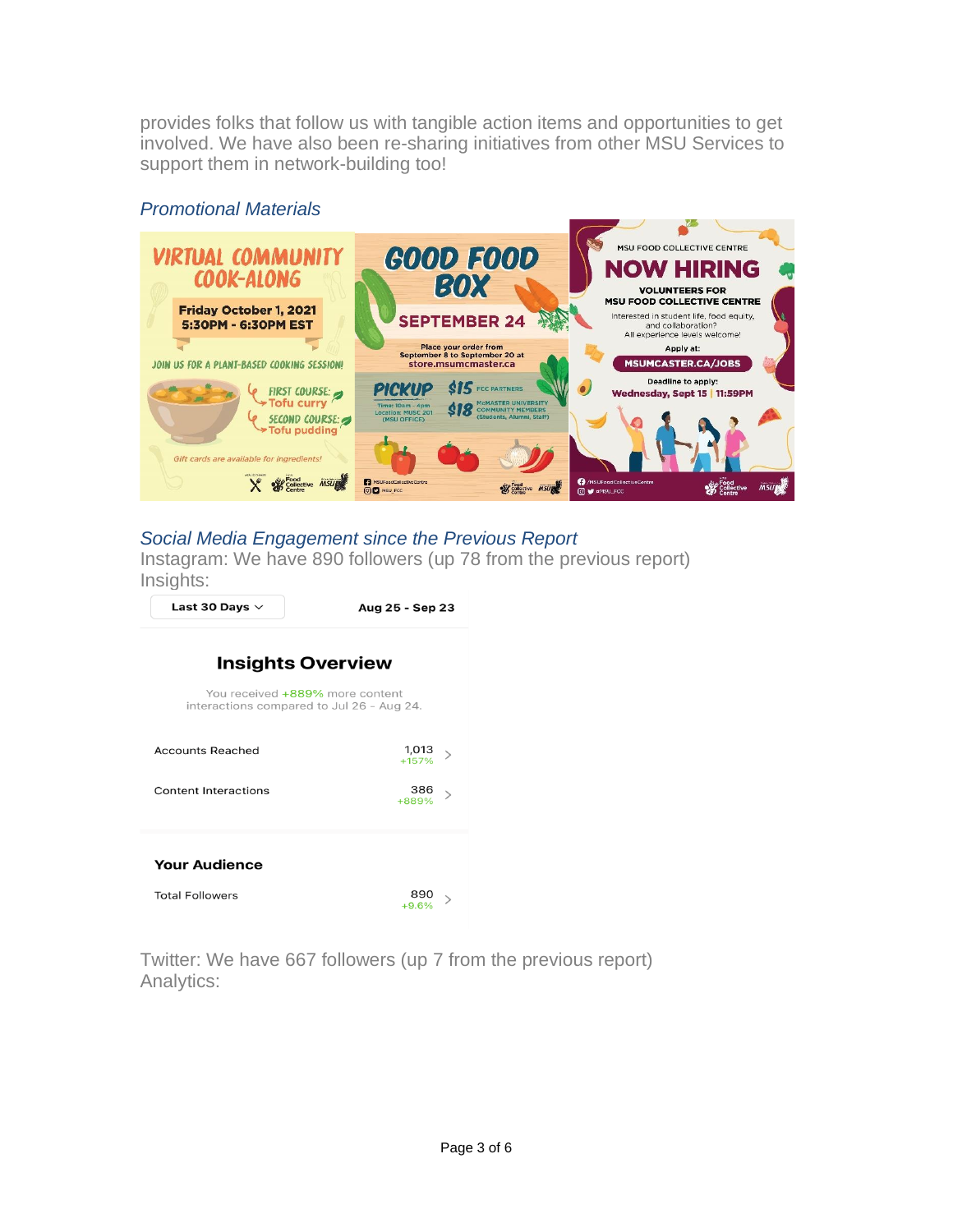provides folks that follow us with tangible action items and opportunities to get involved. We have also been re-sharing initiatives from other MSU Services to support them in network-building too!

### *Promotional Materials*

### *Social Media Engagement since the Previous Report*

Instagram: We have 890 followers (up 78 from the previous report)
Insights:

Last 30 Days | Aug 25 - Sep 23

**Insights Overview**

You received +889% more content interactions compared to Jul 26 - Aug 24.

| | |
|---|---|
| Accounts Reached | 1,013 (+157%) |
| Content Interactions | 386 (+889%) |

**Your Audience**

| | |
|---|---|
| Total Followers | 890 (+9.6%) |

Twitter: We have 667 followers (up 7 from the previous report)
Analytics: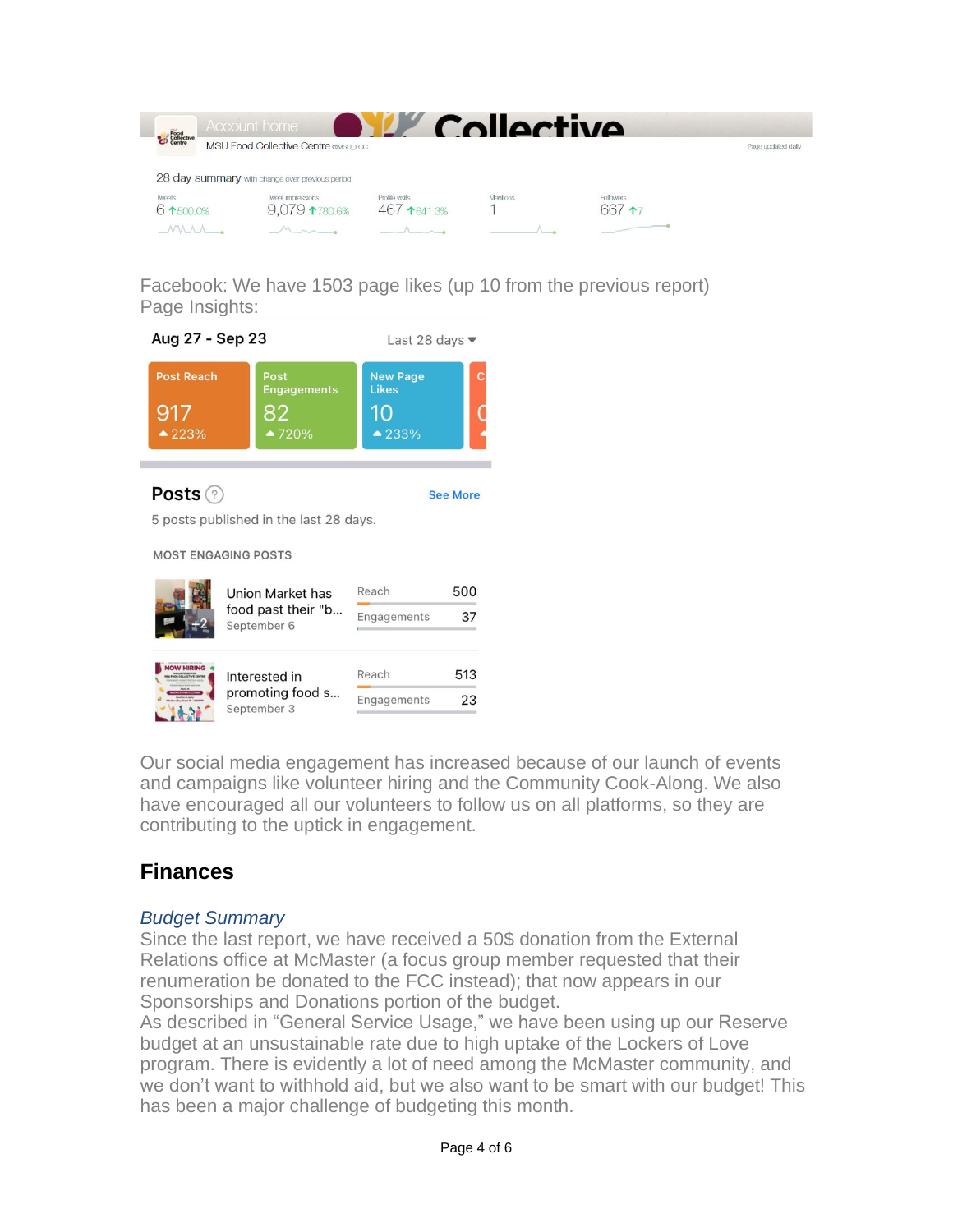Account home

MSU Food Collective Centre @MSU_FCC

Page updated daily

28 day summary with change over previous period

| Tweets | Tweet impressions | Profile visits | Mentions | Followers |
|---|---|---|---|---|
| 6 ↑500.0% | 9,079 ↑780.6% | 467 ↑641.3% | 1 | 667 ↑7 |

Facebook: We have 1503 page likes (up 10 from the previous report)
Page Insights:

Aug 27 - Sep 23 — Last 28 days

| Post Reach | Post Engagements | New Page Likes |
|---|---|---|
| 917 ▲223% | 82 ▲720% | 10 ▲233% |

**Posts**

5 posts published in the last 28 days.

MOST ENGAGING POSTS

| Post | Reach | Engagements |
|---|---|---|
| Union Market has food past their "b... September 6 | 500 | 37 |
| Interested in promoting food s... September 3 | 513 | 23 |

Our social media engagement has increased because of our launch of events and campaigns like volunteer hiring and the Community Cook-Along. We also have encouraged all our volunteers to follow us on all platforms, so they are contributing to the uptick in engagement.

## Finances

### *Budget Summary*

Since the last report, we have received a 50$ donation from the External Relations office at McMaster (a focus group member requested that their renumeration be donated to the FCC instead); that now appears in our Sponsorships and Donations portion of the budget.
As described in "General Service Usage," we have been using up our Reserve budget at an unsustainable rate due to high uptake of the Lockers of Love program. There is evidently a lot of need among the McMaster community, and we don't want to withhold aid, but we also want to be smart with our budget! This has been a major challenge of budgeting this month.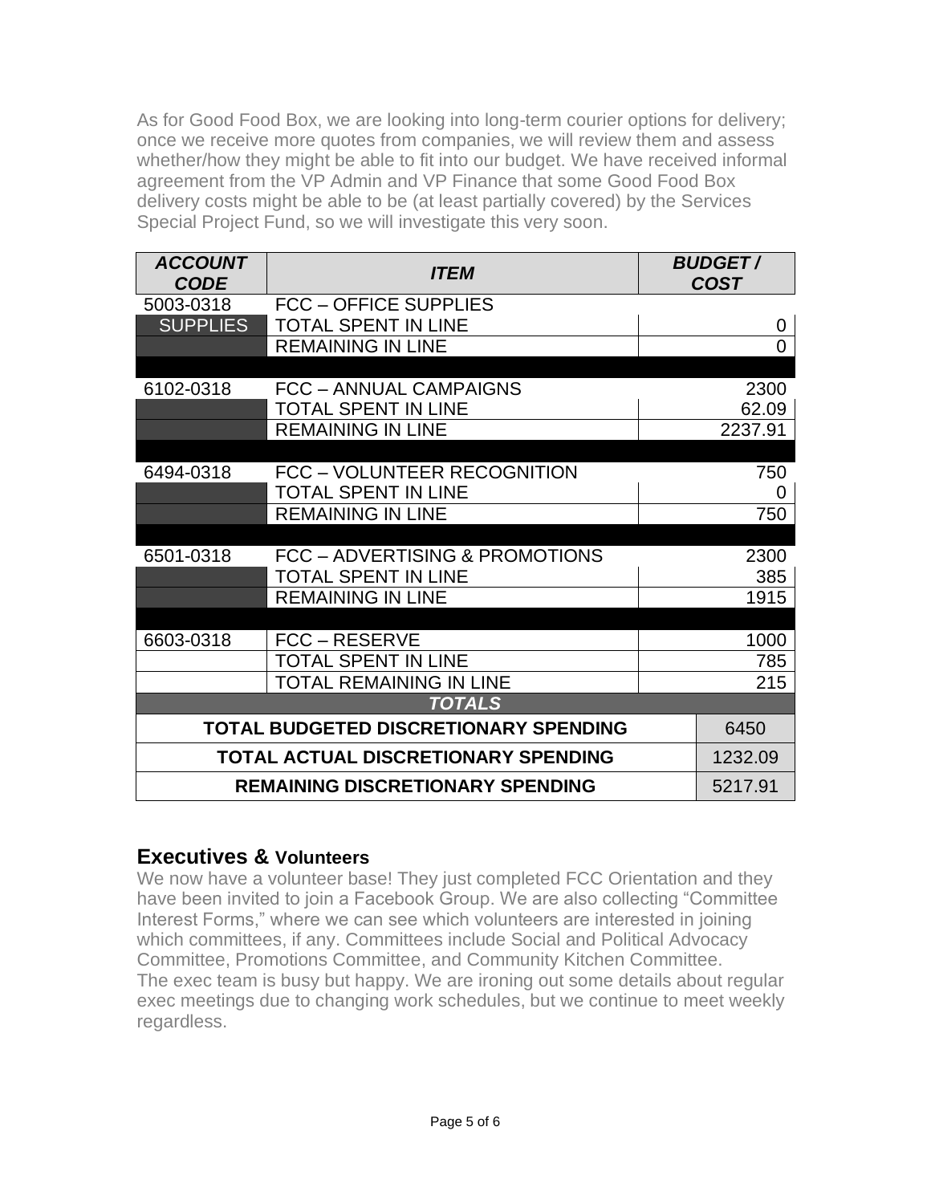As for Good Food Box, we are looking into long-term courier options for delivery; once we receive more quotes from companies, we will review them and assess whether/how they might be able to fit into our budget. We have received informal agreement from the VP Admin and VP Finance that some Good Food Box delivery costs might be able to be (at least partially covered) by the Services Special Project Fund, so we will investigate this very soon.

| ***ACCOUNT CODE*** | ***ITEM*** | ***BUDGET / COST*** |
|---|---|---|
| 5003-0318 | FCC – OFFICE SUPPLIES | |
| SUPPLIES | TOTAL SPENT IN LINE | 0 |
| | REMAINING IN LINE | 0 |
| | | |
| 6102-0318 | FCC – ANNUAL CAMPAIGNS | 2300 |
| | TOTAL SPENT IN LINE | 62.09 |
| | REMAINING IN LINE | 2237.91 |
| | | |
| 6494-0318 | FCC – VOLUNTEER RECOGNITION | 750 |
| | TOTAL SPENT IN LINE | 0 |
| | REMAINING IN LINE | 750 |
| | | |
| 6501-0318 | FCC – ADVERTISING & PROMOTIONS | 2300 |
| | TOTAL SPENT IN LINE | 385 |
| | REMAINING IN LINE | 1915 |
| | | |
| 6603-0318 | FCC – RESERVE | 1000 |
| | TOTAL SPENT IN LINE | 785 |
| | TOTAL REMAINING IN LINE | 215 |
| | ***TOTALS*** | |
| **TOTAL BUDGETED DISCRETIONARY SPENDING** | | 6450 |
| **TOTAL ACTUAL DISCRETIONARY SPENDING** | | 1232.09 |
| **REMAINING DISCRETIONARY SPENDING** | | 5217.91 |

## Executives & Volunteers

We now have a volunteer base! They just completed FCC Orientation and they have been invited to join a Facebook Group. We are also collecting "Committee Interest Forms," where we can see which volunteers are interested in joining which committees, if any. Committees include Social and Political Advocacy Committee, Promotions Committee, and Community Kitchen Committee.
The exec team is busy but happy. We are ironing out some details about regular exec meetings due to changing work schedules, but we continue to meet weekly regardless.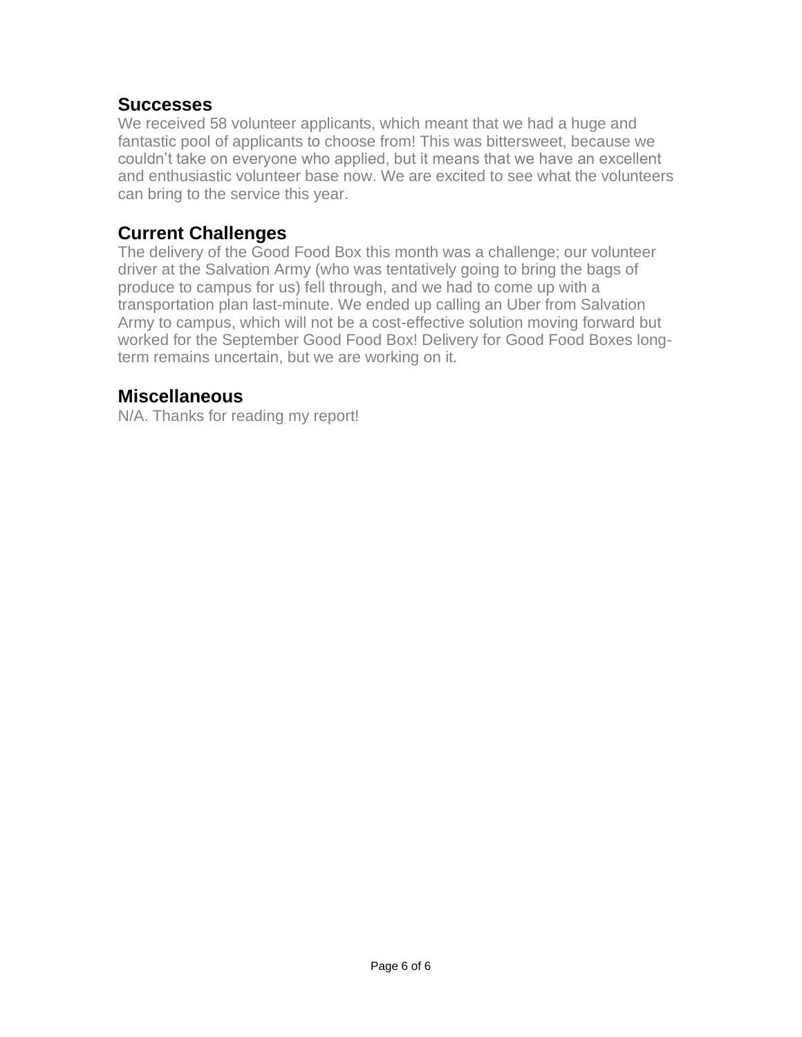## Successes

We received 58 volunteer applicants, which meant that we had a huge and fantastic pool of applicants to choose from! This was bittersweet, because we couldn't take on everyone who applied, but it means that we have an excellent and enthusiastic volunteer base now. We are excited to see what the volunteers can bring to the service this year.

## Current Challenges

The delivery of the Good Food Box this month was a challenge; our volunteer driver at the Salvation Army (who was tentatively going to bring the bags of produce to campus for us) fell through, and we had to come up with a transportation plan last-minute. We ended up calling an Uber from Salvation Army to campus, which will not be a cost-effective solution moving forward but worked for the September Good Food Box! Delivery for Good Food Boxes long-term remains uncertain, but we are working on it.

## Miscellaneous

N/A. Thanks for reading my report!